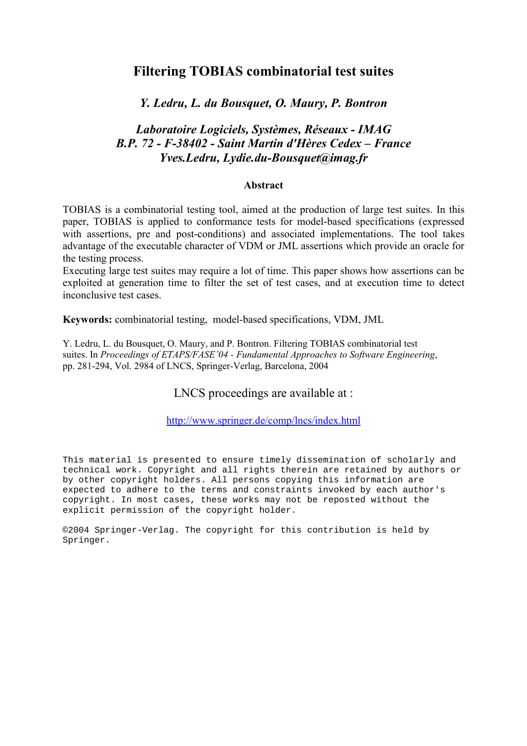# Filtering TOBIAS combinatorial test suites

*Y. Ledru, L. du Bousquet, O. Maury, P. Bontron*

*Laboratoire Logiciels, Systèmes, Réseaux - IMAG*
*B.P. 72 - F-38402 - Saint Martin d'Hères Cedex – France*
*Yves.Ledru, Lydie.du-Bousquet@imag.fr*

### Abstract

TOBIAS is a combinatorial testing tool, aimed at the production of large test suites. In this paper, TOBIAS is applied to conformance tests for model-based specifications (expressed with assertions, pre and post-conditions) and associated implementations. The tool takes advantage of the executable character of VDM or JML assertions which provide an oracle for the testing process.
Executing large test suites may require a lot of time. This paper shows how assertions can be exploited at generation time to filter the set of test cases, and at execution time to detect inconclusive test cases.

**Keywords:** combinatorial testing, model-based specifications, VDM, JML

Y. Ledru, L. du Bousquet, O. Maury, and P. Bontron. Filtering TOBIAS combinatorial test suites. In *Proceedings of ETAPS/FASE'04 - Fundamental Approaches to Software Engineering*, pp. 281-294, Vol. 2984 of LNCS, Springer-Verlag, Barcelona, 2004

LNCS proceedings are available at :

http://www.springer.de/comp/lncs/index.html

```
This material is presented to ensure timely dissemination of scholarly and
technical work. Copyright and all rights therein are retained by authors or
by other copyright holders. All persons copying this information are
expected to adhere to the terms and constraints invoked by each author's
copyright. In most cases, these works may not be reposted without the
explicit permission of the copyright holder.

©2004 Springer-Verlag. The copyright for this contribution is held by
Springer.
```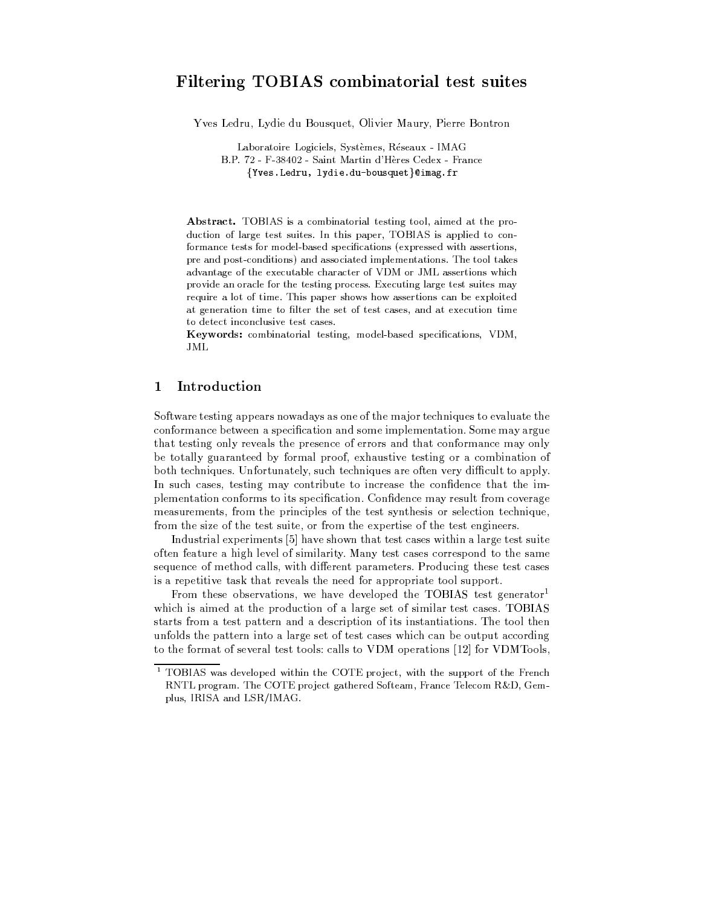# Filtering TOBIAS combinatorial test suites

Yves Ledru, Lydie du Bousquet, Olivier Maury, Pierre Bontron

Laboratoire Logiciels, Systèmes, Réseaux - IMAG
B.P. 72 - F-38402 - Saint Martin d'Hères Cedex - France
{Yves.Ledru, lydie.du-bousquet}@imag.fr

**Abstract.** TOBIAS is a combinatorial testing tool, aimed at the production of large test suites. In this paper, TOBIAS is applied to conformance tests for model-based specifications (expressed with assertions, pre and post-conditions) and associated implementations. The tool takes advantage of the executable character of VDM or JML assertions which provide an oracle for the testing process. Executing large test suites may require a lot of time. This paper shows how assertions can be exploited at generation time to filter the set of test cases, and at execution time to detect inconclusive test cases.

**Keywords:** combinatorial testing, model-based specifications, VDM, JML

## 1 Introduction

Software testing appears nowadays as one of the major techniques to evaluate the conformance between a specification and some implementation. Some may argue that testing only reveals the presence of errors and that conformance may only be totally guaranteed by formal proof, exhaustive testing or a combination of both techniques. Unfortunately, such techniques are often very difficult to apply. In such cases, testing may contribute to increase the confidence that the implementation conforms to its specification. Confidence may result from coverage measurements, from the principles of the test synthesis or selection technique, from the size of the test suite, or from the expertise of the test engineers.

Industrial experiments [5] have shown that test cases within a large test suite often feature a high level of similarity. Many test cases correspond to the same sequence of method calls, with different parameters. Producing these test cases is a repetitive task that reveals the need for appropriate tool support.

From these observations, we have developed the TOBIAS test generator[1] which is aimed at the production of a large set of similar test cases. TOBIAS starts from a test pattern and a description of its instantiations. The tool then unfolds the pattern into a large set of test cases which can be output according to the format of several test tools: calls to VDM operations [12] for VDMTools,

[1] TOBIAS was developed within the COTE project, with the support of the French RNTL program. The COTE project gathered Softeam, France Telecom R&D, Gemplus, IRISA and LSR/IMAG.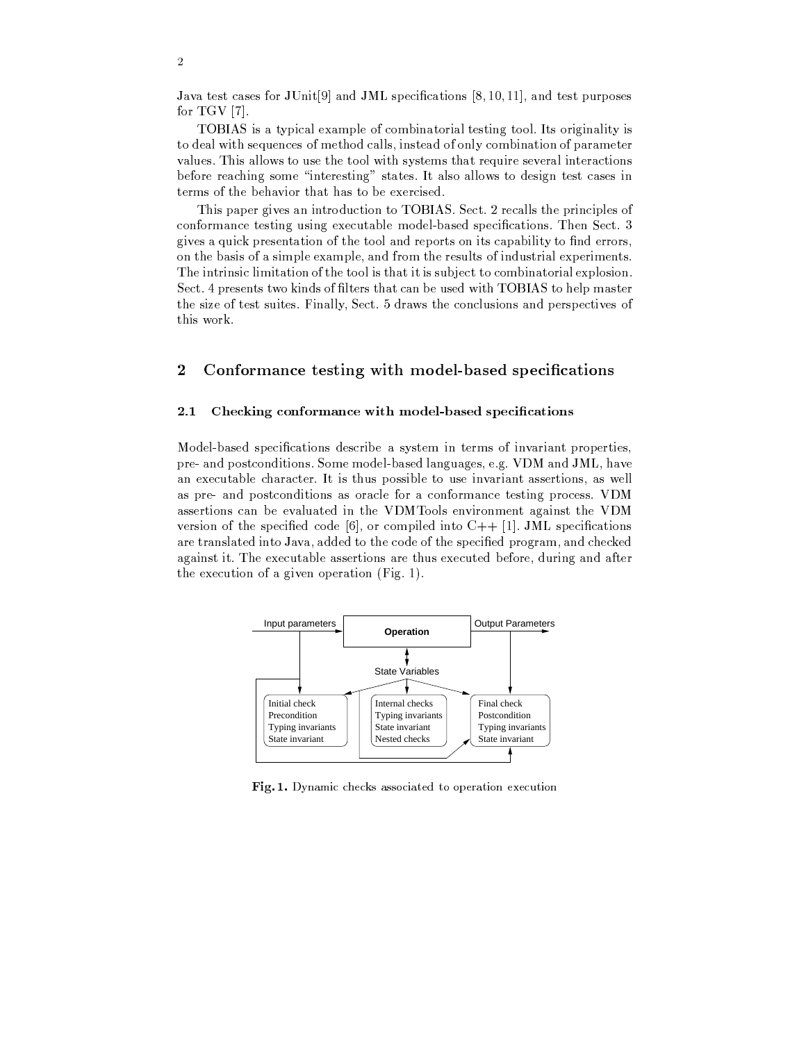Java test cases for JUnit[9] and JML specifications [8, 10, 11], and test purposes for TGV [7].

TOBIAS is a typical example of combinatorial testing tool. Its originality is to deal with sequences of method calls, instead of only combination of parameter values. This allows to use the tool with systems that require several interactions before reaching some "interesting" states. It also allows to design test cases in terms of the behavior that has to be exercised.

This paper gives an introduction to TOBIAS. Sect. 2 recalls the principles of conformance testing using executable model-based specifications. Then Sect. 3 gives a quick presentation of the tool and reports on its capability to find errors, on the basis of a simple example, and from the results of industrial experiments. The intrinsic limitation of the tool is that it is subject to combinatorial explosion. Sect. 4 presents two kinds of filters that can be used with TOBIAS to help master the size of test suites. Finally, Sect. 5 draws the conclusions and perspectives of this work.

## 2 Conformance testing with model-based specifications

### 2.1 Checking conformance with model-based specifications

Model-based specifications describe a system in terms of invariant properties, pre- and postconditions. Some model-based languages, e.g. VDM and JML, have an executable character. It is thus possible to use invariant assertions, as well as pre- and postconditions as oracle for a conformance testing process. VDM assertions can be evaluated in the VDMTools environment against the VDM version of the specified code [6], or compiled into C++ [1]. JML specifications are translated into Java, added to the code of the specified program, and checked against it. The executable assertions are thus executed before, during and after the execution of a given operation (Fig. 1).

**Fig. 1.** Dynamic checks associated to operation execution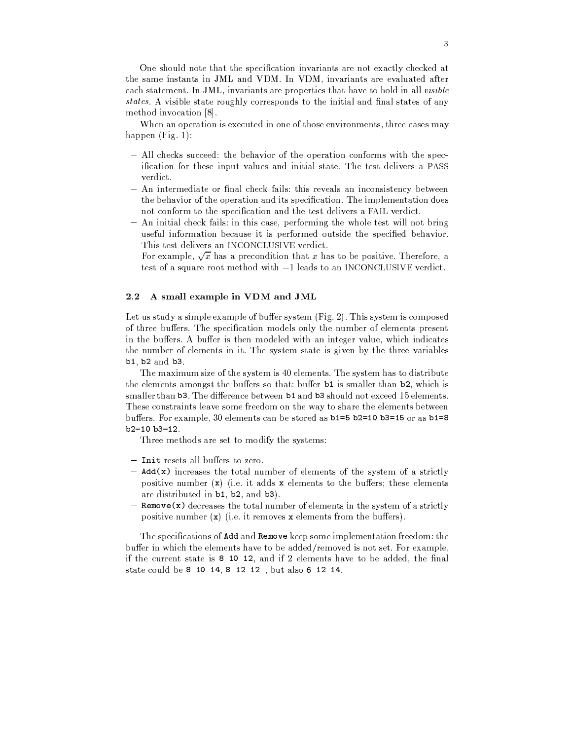One should note that the specification invariants are not exactly checked at the same instants in JML and VDM. In VDM, invariants are evaluated after each statement. In JML, invariants are properties that have to hold in all *visible states*. A visible state roughly corresponds to the initial and final states of any method invocation [8].

When an operation is executed in one of those environments, three cases may happen (Fig. 1):

- All checks succeed: the behavior of the operation conforms with the specification for these input values and initial state. The test delivers a PASS verdict.
- An intermediate or final check fails: this reveals an inconsistency between the behavior of the operation and its specification. The implementation does not conform to the specification and the test delivers a FAIL verdict.
- An initial check fails: in this case, performing the whole test will not bring useful information because it is performed outside the specified behavior. This test delivers an INCONCLUSIVE verdict.
  For example, $\sqrt{x}$ has a precondition that $x$ has to be positive. Therefore, a test of a square root method with $-1$ leads to an INCONCLUSIVE verdict.

### 2.2 A small example in VDM and JML

Let us study a simple example of buffer system (Fig. 2). This system is composed of three buffers. The specification models only the number of elements present in the buffers. A buffer is then modeled with an integer value, which indicates the number of elements in it. The system state is given by the three variables `b1`, `b2` and `b3`.

The maximum size of the system is 40 elements. The system has to distribute the elements amongst the buffers so that: buffer `b1` is smaller than `b2`, which is smaller than `b3`. The difference between `b1` and `b3` should not exceed 15 elements. These constraints leave some freedom on the way to share the elements between buffers. For example, 30 elements can be stored as `b1=5 b2=10 b3=15` or as `b1=8 b2=10 b3=12`.

Three methods are set to modify the systems:

- `Init` resets all buffers to zero.
- `Add(x)` increases the total number of elements of the system of a strictly positive number (`x`) (i.e. it adds `x` elements to the buffers; these elements are distributed in `b1`, `b2`, and `b3`).
- `Remove(x)` decreases the total number of elements in the system of a strictly positive number (`x`) (i.e. it removes `x` elements from the buffers).

The specifications of `Add` and `Remove` keep some implementation freedom: the buffer in which the elements have to be added/removed is not set. For example, if the current state is `8 10 12`, and if 2 elements have to be added, the final state could be `8 10 14`, `8 12 12` , but also `6 12 14`.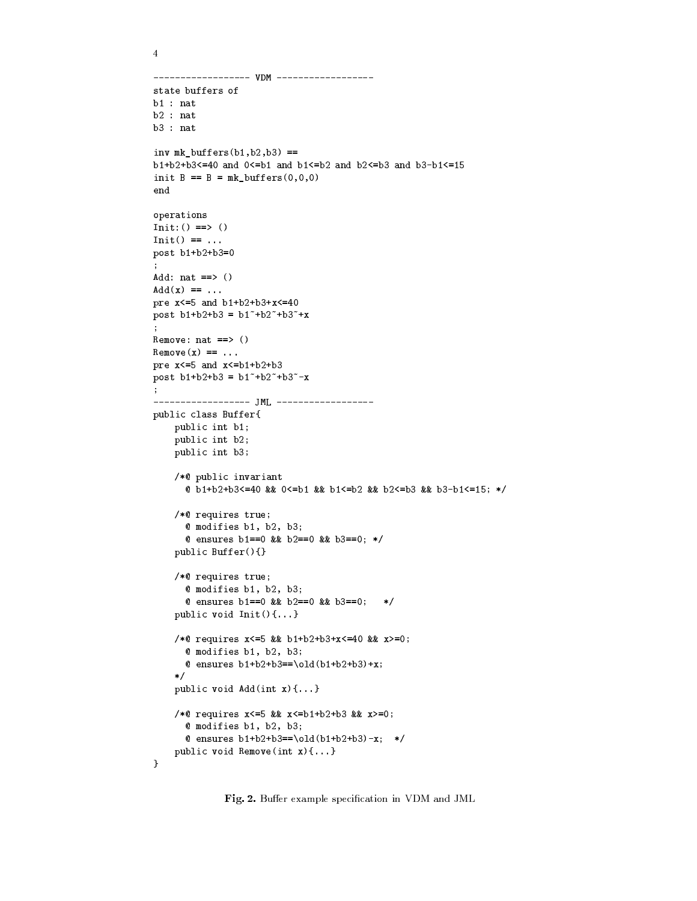```
------------------ VDM ------------------
state buffers of
b1 : nat
b2 : nat
b3 : nat

inv mk_buffers(b1,b2,b3) ==
b1+b2+b3<=40 and 0<=b1 and b1<=b2 and b2<=b3 and b3-b1<=15
init B == B = mk_buffers(0,0,0)
end

operations
Init:() ==> ()
Init() == ...
post b1+b2+b3=0
;
Add: nat ==> ()
Add(x) == ...
pre x<=5 and b1+b2+b3+x<=40
post b1+b2+b3 = b1~+b2~+b3~+x
;
Remove: nat ==> ()
Remove(x) == ...
pre x<=5 and x<=b1+b2+b3
post b1+b2+b3 = b1~+b2~+b3~-x
;
------------------ JML ------------------
public class Buffer{
    public int b1;
    public int b2;
    public int b3;

    /*@ public invariant
      @ b1+b2+b3<=40 && 0<=b1 && b1<=b2 && b2<=b3 && b3-b1<=15; */

    /*@ requires true;
      @ modifies b1, b2, b3;
      @ ensures b1==0 && b2==0 && b3==0; */
    public Buffer(){}

    /*@ requires true;
      @ modifies b1, b2, b3;
      @ ensures b1==0 && b2==0 && b3==0;   */
    public void Init(){...}

    /*@ requires x<=5 && b1+b2+b3+x<=40 && x>=0;
      @ modifies b1, b2, b3;
      @ ensures b1+b2+b3==\old(b1+b2+b3)+x;
    */
    public void Add(int x){...}

    /*@ requires x<=5 && x<=b1+b2+b3 && x>=0;
      @ modifies b1, b2, b3;
      @ ensures b1+b2+b3==\old(b1+b2+b3)-x;  */
    public void Remove(int x){...}
}
```

**Fig. 2.** Buffer example specification in VDM and JML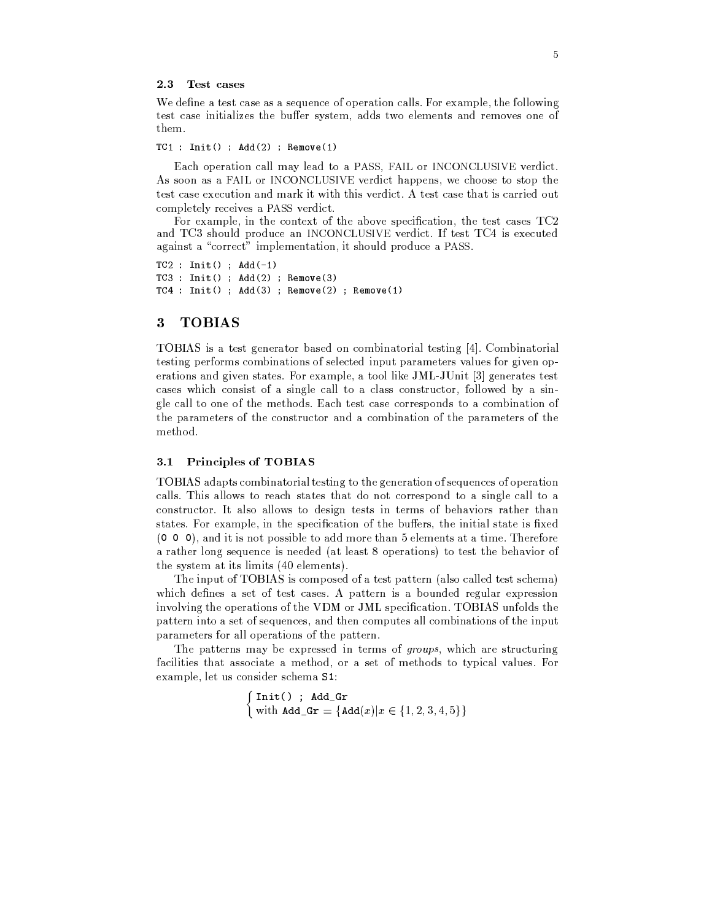### 2.3 Test cases

We define a test case as a sequence of operation calls. For example, the following test case initializes the buffer system, adds two elements and removes one of them.

```
TC1 : Init() ; Add(2) ; Remove(1)
```

Each operation call may lead to a PASS, FAIL or INCONCLUSIVE verdict. As soon as a FAIL or INCONCLUSIVE verdict happens, we choose to stop the test case execution and mark it with this verdict. A test case that is carried out completely receives a PASS verdict.

For example, in the context of the above specification, the test cases TC2 and TC3 should produce an INCONCLUSIVE verdict. If test TC4 is executed against a "correct" implementation, it should produce a PASS.

```
TC2 : Init() ; Add(-1)
TC3 : Init() ; Add(2) ; Remove(3)
TC4 : Init() ; Add(3) ; Remove(2) ; Remove(1)
```

## 3 TOBIAS

TOBIAS is a test generator based on combinatorial testing [4]. Combinatorial testing performs combinations of selected input parameters values for given operations and given states. For example, a tool like JML-JUnit [3] generates test cases which consist of a single call to a class constructor, followed by a single call to one of the methods. Each test case corresponds to a combination of the parameters of the constructor and a combination of the parameters of the method.

### 3.1 Principles of TOBIAS

TOBIAS adapts combinatorial testing to the generation of sequences of operation calls. This allows to reach states that do not correspond to a single call to a constructor. It also allows to design tests in terms of behaviors rather than states. For example, in the specification of the buffers, the initial state is fixed (`0 0 0`), and it is not possible to add more than 5 elements at a time. Therefore a rather long sequence is needed (at least 8 operations) to test the behavior of the system at its limits (40 elements).

The input of TOBIAS is composed of a test pattern (also called test schema) which defines a set of test cases. A pattern is a bounded regular expression involving the operations of the VDM or JML specification. TOBIAS unfolds the pattern into a set of sequences, and then computes all combinations of the input parameters for all operations of the pattern.

The patterns may be expressed in terms of *groups*, which are structuring facilities that associate a method, or a set of methods to typical values. For example, let us consider schema **S1**:

$$\begin{cases} \texttt{Init() ; Add\_Gr} \\ \text{with } \texttt{Add\_Gr} = \{\texttt{Add}(x) | x \in \{1, 2, 3, 4, 5\}\} \end{cases}$$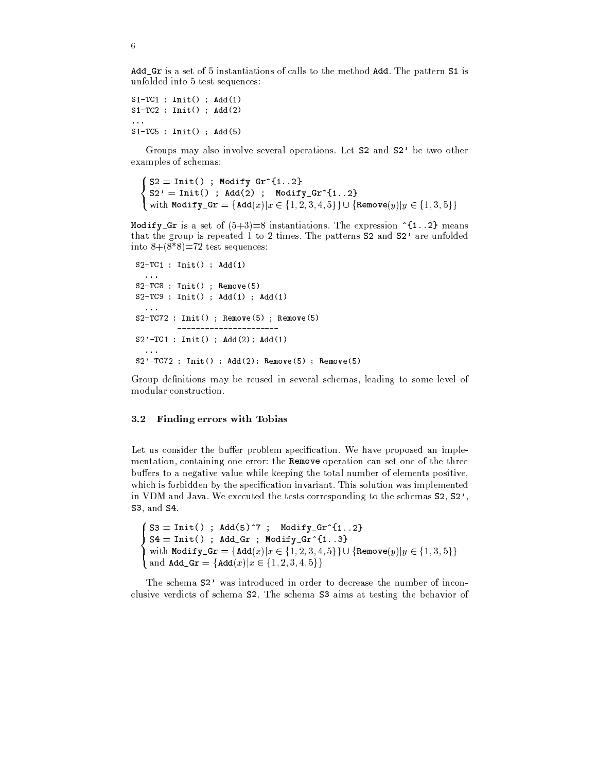Add_Gr is a set of 5 instantiations of calls to the method Add. The pattern S1 is unfolded into 5 test sequences:

```
S1-TC1 : Init() ; Add(1)
S1-TC2 : Init() ; Add(2)
...
S1-TC5 : Init() ; Add(5)
```

Groups may also involve several operations. Let S2 and S2' be two other examples of schemas:

$$\begin{cases} \texttt{S2} = \texttt{Init() ; Modify\_Gr\^{}\{1..2\}} \\ \texttt{S2'} = \texttt{Init() ; Add(2) ; Modify\_Gr\^{}\{1..2\}} \\ \text{with } \texttt{Modify\_Gr} = \{\texttt{Add}(x) | x \in \{1,2,3,4,5\}\} \cup \{\texttt{Remove}(y) | y \in \{1,3,5\}\} \end{cases}$$

Modify_Gr is a set of (5+3)=8 instantiations. The expression ^{1..2} means that the group is repeated 1 to 2 times. The patterns S2 and S2' are unfolded into 8+(8*8)=72 test sequences:

```
S2-TC1 : Init() ; Add(1)
  ...
S2-TC8 : Init() ; Remove(5)
S2-TC9 : Init() ; Add(1) ; Add(1)
  ...
S2-TC72 : Init() ; Remove(5) ; Remove(5)
         ----------------------
S2'-TC1 : Init() ; Add(2); Add(1)
  ...
S2'-TC72 : Init() ; Add(2); Remove(5) ; Remove(5)
```

Group definitions may be reused in several schemas, leading to some level of modular construction.

### 3.2 Finding errors with Tobias

Let us consider the buffer problem specification. We have proposed an implementation, containing one error: the **Remove** operation can set one of the three buffers to a negative value while keeping the total number of elements positive, which is forbidden by the specification invariant. This solution was implemented in VDM and Java. We executed the tests corresponding to the schemas S2, S2', S3, and S4.

$$\begin{cases} \texttt{S3} = \texttt{Init() ; Add(5)\^{}7 ; Modify\_Gr\^{}\{1..2\}} \\ \texttt{S4} = \texttt{Init() ; Add\_Gr ; Modify\_Gr\^{}\{1..3\}} \\ \text{with } \texttt{Modify\_Gr} = \{\texttt{Add}(x) | x \in \{1,2,3,4,5\}\} \cup \{\texttt{Remove}(y) | y \in \{1,3,5\}\} \\ \text{and } \texttt{Add\_Gr} = \{\texttt{Add}(x) | x \in \{1,2,3,4,5\}\} \end{cases}$$

The schema S2' was introduced in order to decrease the number of inconclusive verdicts of schema S2. The schema S3 aims at testing the behavior of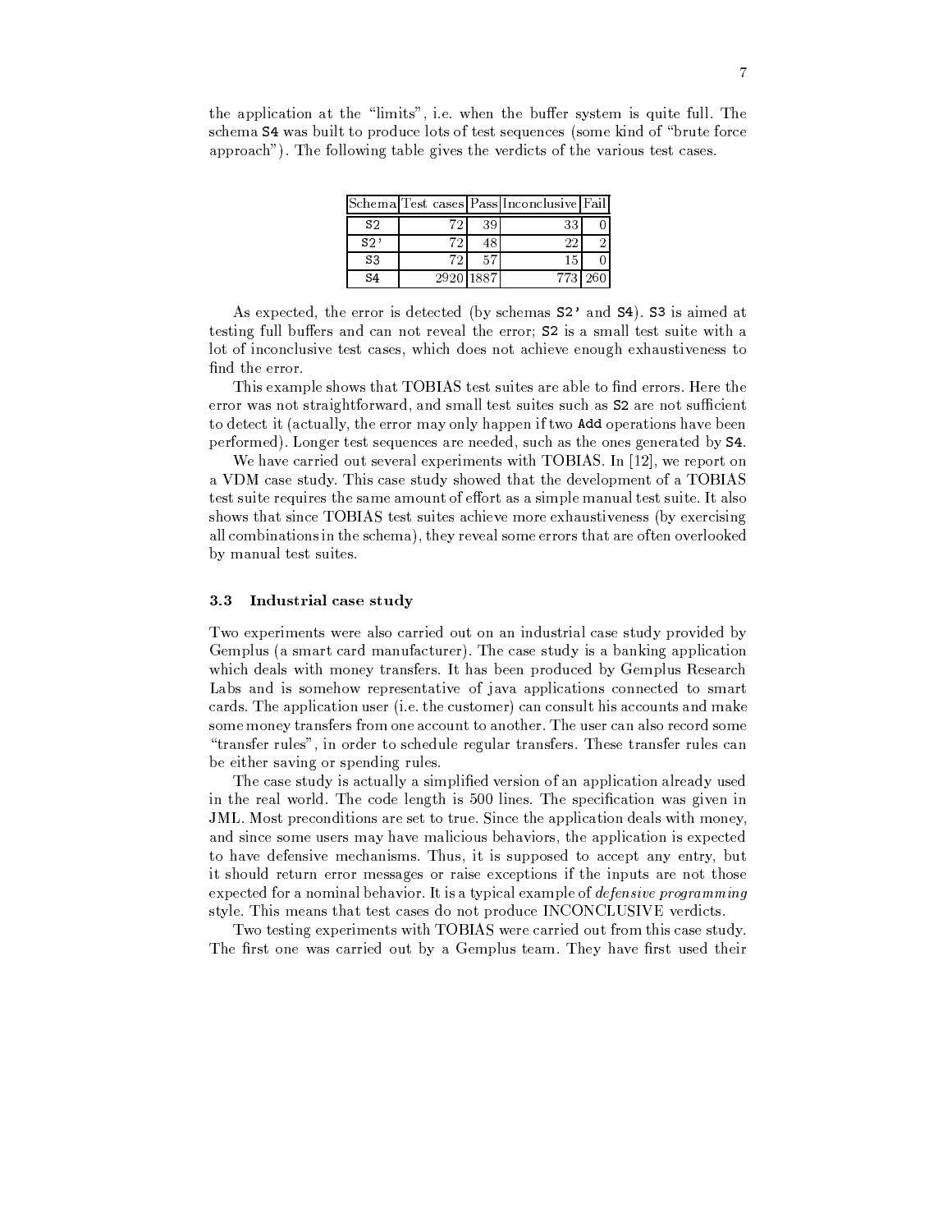the application at the "limits", i.e. when the buffer system is quite full. The schema `S4` was built to produce lots of test sequences (some kind of "brute force approach"). The following table gives the verdicts of the various test cases.

| Schema | Test cases | Pass | Inconclusive | Fail |
|---|---|---|---|---|
| `S2` | 72 | 39 | 33 | 0 |
| `S2'` | 72 | 48 | 22 | 2 |
| `S3` | 72 | 57 | 15 | 0 |
| `S4` | 2920 | 1887 | 773 | 260 |

As expected, the error is detected (by schemas `S2'` and `S4`). `S3` is aimed at testing full buffers and can not reveal the error; `S2` is a small test suite with a lot of inconclusive test cases, which does not achieve enough exhaustiveness to find the error.

This example shows that TOBIAS test suites are able to find errors. Here the error was not straightforward, and small test suites such as `S2` are not sufficient to detect it (actually, the error may only happen if two `Add` operations have been performed). Longer test sequences are needed, such as the ones generated by `S4`.

We have carried out several experiments with TOBIAS. In [12], we report on a VDM case study. This case study showed that the development of a TOBIAS test suite requires the same amount of effort as a simple manual test suite. It also shows that since TOBIAS test suites achieve more exhaustiveness (by exercising all combinations in the schema), they reveal some errors that are often overlooked by manual test suites.

### 3.3 Industrial case study

Two experiments were also carried out on an industrial case study provided by Gemplus (a smart card manufacturer). The case study is a banking application which deals with money transfers. It has been produced by Gemplus Research Labs and is somehow representative of java applications connected to smart cards. The application user (i.e. the customer) can consult his accounts and make some money transfers from one account to another. The user can also record some "transfer rules", in order to schedule regular transfers. These transfer rules can be either saving or spending rules.

The case study is actually a simplified version of an application already used in the real world. The code length is 500 lines. The specification was given in JML. Most preconditions are set to true. Since the application deals with money, and since some users may have malicious behaviors, the application is expected to have defensive mechanisms. Thus, it is supposed to accept any entry, but it should return error messages or raise exceptions if the inputs are not those expected for a nominal behavior. It is a typical example of *defensive programming* style. This means that test cases do not produce INCONCLUSIVE verdicts.

Two testing experiments with TOBIAS were carried out from this case study. The first one was carried out by a Gemplus team. They have first used their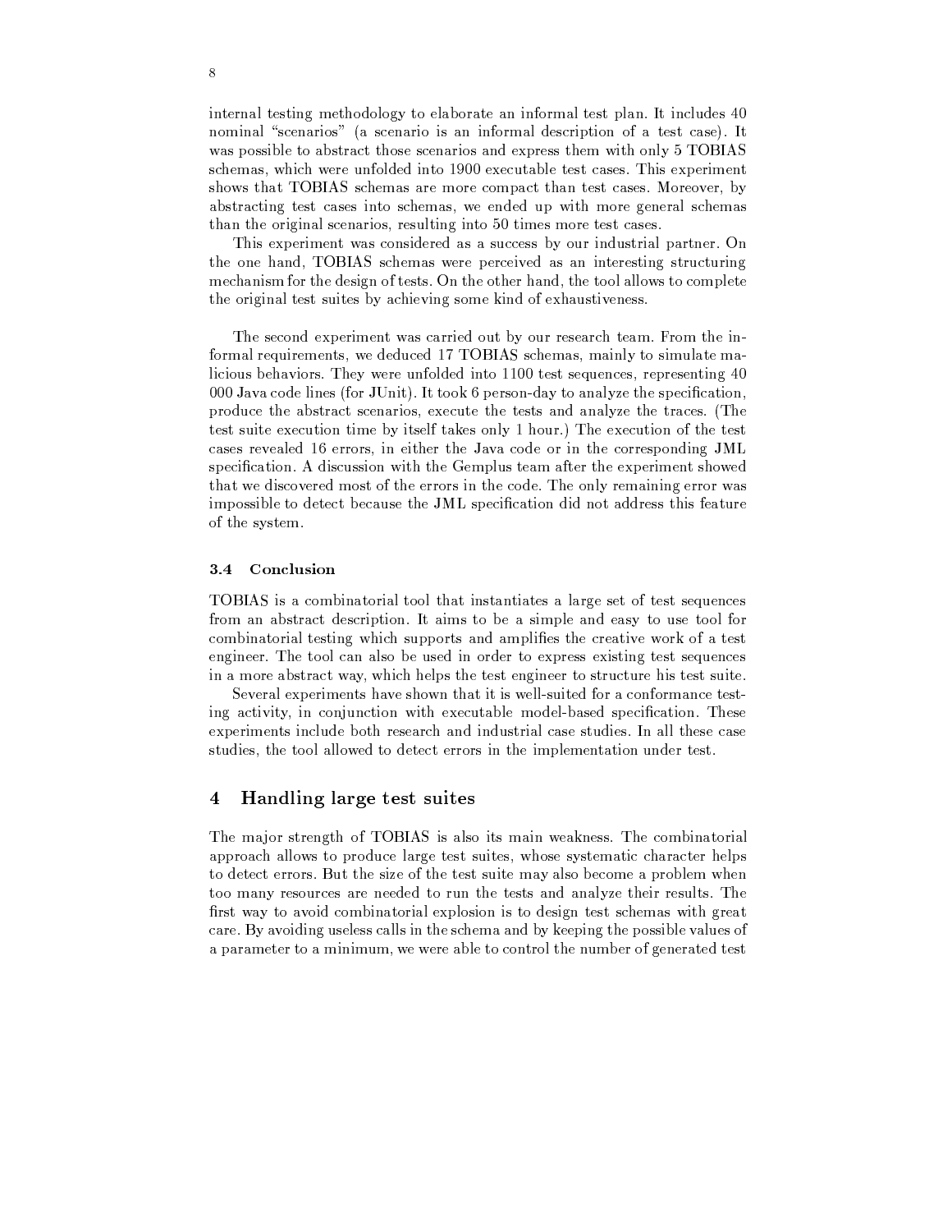internal testing methodology to elaborate an informal test plan. It includes 40 nominal "scenarios" (a scenario is an informal description of a test case). It was possible to abstract those scenarios and express them with only 5 TOBIAS schemas, which were unfolded into 1900 executable test cases. This experiment shows that TOBIAS schemas are more compact than test cases. Moreover, by abstracting test cases into schemas, we ended up with more general schemas than the original scenarios, resulting into 50 times more test cases.

This experiment was considered as a success by our industrial partner. On the one hand, TOBIAS schemas were perceived as an interesting structuring mechanism for the design of tests. On the other hand, the tool allows to complete the original test suites by achieving some kind of exhaustiveness.

The second experiment was carried out by our research team. From the informal requirements, we deduced 17 TOBIAS schemas, mainly to simulate malicious behaviors. They were unfolded into 1100 test sequences, representing 40 000 Java code lines (for JUnit). It took 6 person-day to analyze the specification, produce the abstract scenarios, execute the tests and analyze the traces. (The test suite execution time by itself takes only 1 hour.) The execution of the test cases revealed 16 errors, in either the Java code or in the corresponding JML specification. A discussion with the Gemplus team after the experiment showed that we discovered most of the errors in the code. The only remaining error was impossible to detect because the JML specification did not address this feature of the system.

### 3.4 Conclusion

TOBIAS is a combinatorial tool that instantiates a large set of test sequences from an abstract description. It aims to be a simple and easy to use tool for combinatorial testing which supports and amplifies the creative work of a test engineer. The tool can also be used in order to express existing test sequences in a more abstract way, which helps the test engineer to structure his test suite.

Several experiments have shown that it is well-suited for a conformance testing activity, in conjunction with executable model-based specification. These experiments include both research and industrial case studies. In all these case studies, the tool allowed to detect errors in the implementation under test.

## 4 Handling large test suites

The major strength of TOBIAS is also its main weakness. The combinatorial approach allows to produce large test suites, whose systematic character helps to detect errors. But the size of the test suite may also become a problem when too many resources are needed to run the tests and analyze their results. The first way to avoid combinatorial explosion is to design test schemas with great care. By avoiding useless calls in the schema and by keeping the possible values of a parameter to a minimum, we were able to control the number of generated test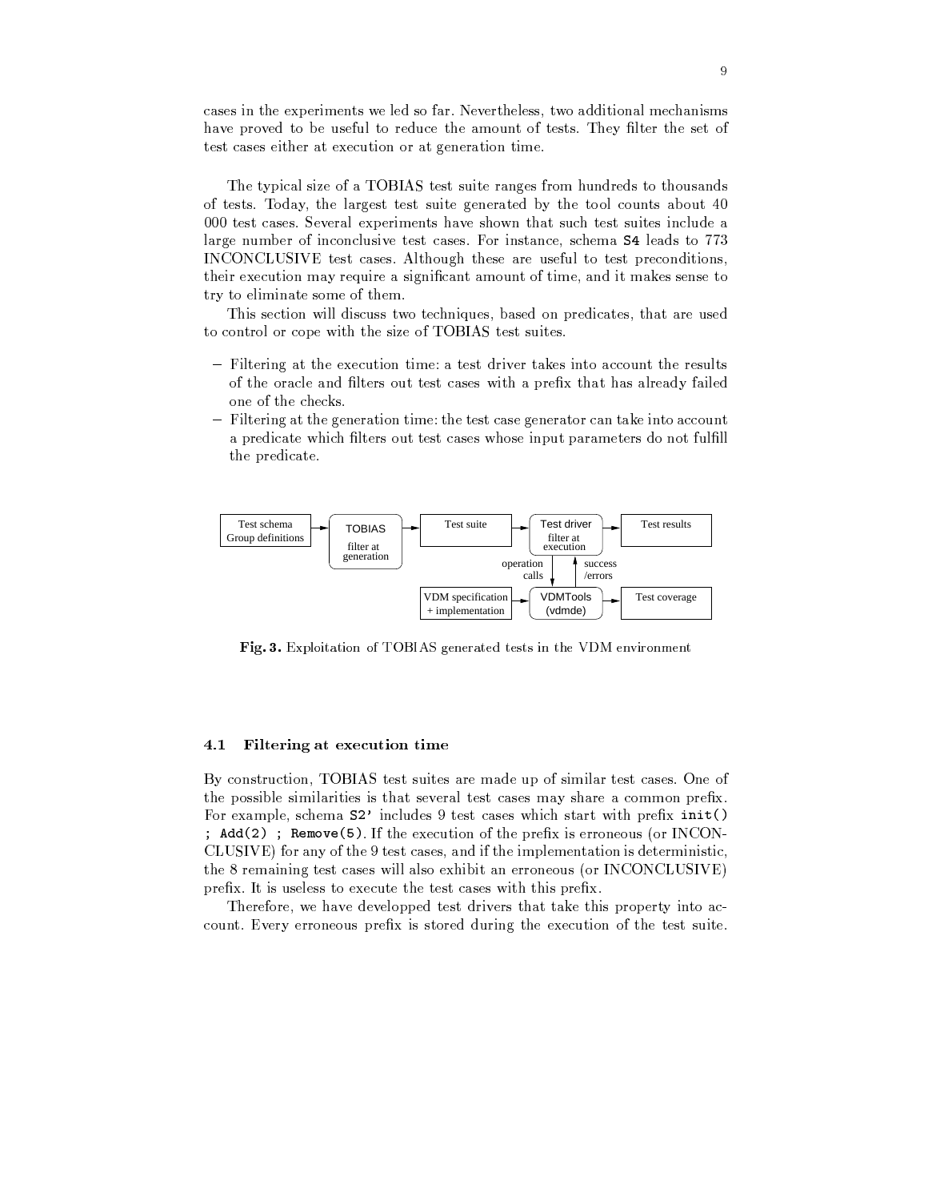cases in the experiments we led so far. Nevertheless, two additional mechanisms have proved to be useful to reduce the amount of tests. They filter the set of test cases either at execution or at generation time.

The typical size of a TOBIAS test suite ranges from hundreds to thousands of tests. Today, the largest test suite generated by the tool counts about 40 000 test cases. Several experiments have shown that such test suites include a large number of inconclusive test cases. For instance, schema **S4** leads to 773 INCONCLUSIVE test cases. Although these are useful to test preconditions, their execution may require a significant amount of time, and it makes sense to try to eliminate some of them.

This section will discuss two techniques, based on predicates, that are used to control or cope with the size of TOBIAS test suites.

- Filtering at the execution time: a test driver takes into account the results of the oracle and filters out test cases with a prefix that has already failed one of the checks.
- Filtering at the generation time: the test case generator can take into account a predicate which filters out test cases whose input parameters do not fulfill the predicate.

**Fig. 3.** Exploitation of TOBIAS generated tests in the VDM environment

### 4.1 Filtering at execution time

By construction, TOBIAS test suites are made up of similar test cases. One of the possible similarities is that several test cases may share a common prefix. For example, schema **S2'** includes 9 test cases which start with prefix `init() ; Add(2) ; Remove(5)`. If the execution of the prefix is erroneous (or INCONCLUSIVE) for any of the 9 test cases, and if the implementation is deterministic, the 8 remaining test cases will also exhibit an erroneous (or INCONCLUSIVE) prefix. It is useless to execute the test cases with this prefix.

Therefore, we have developped test drivers that take this property into account. Every erroneous prefix is stored during the execution of the test suite.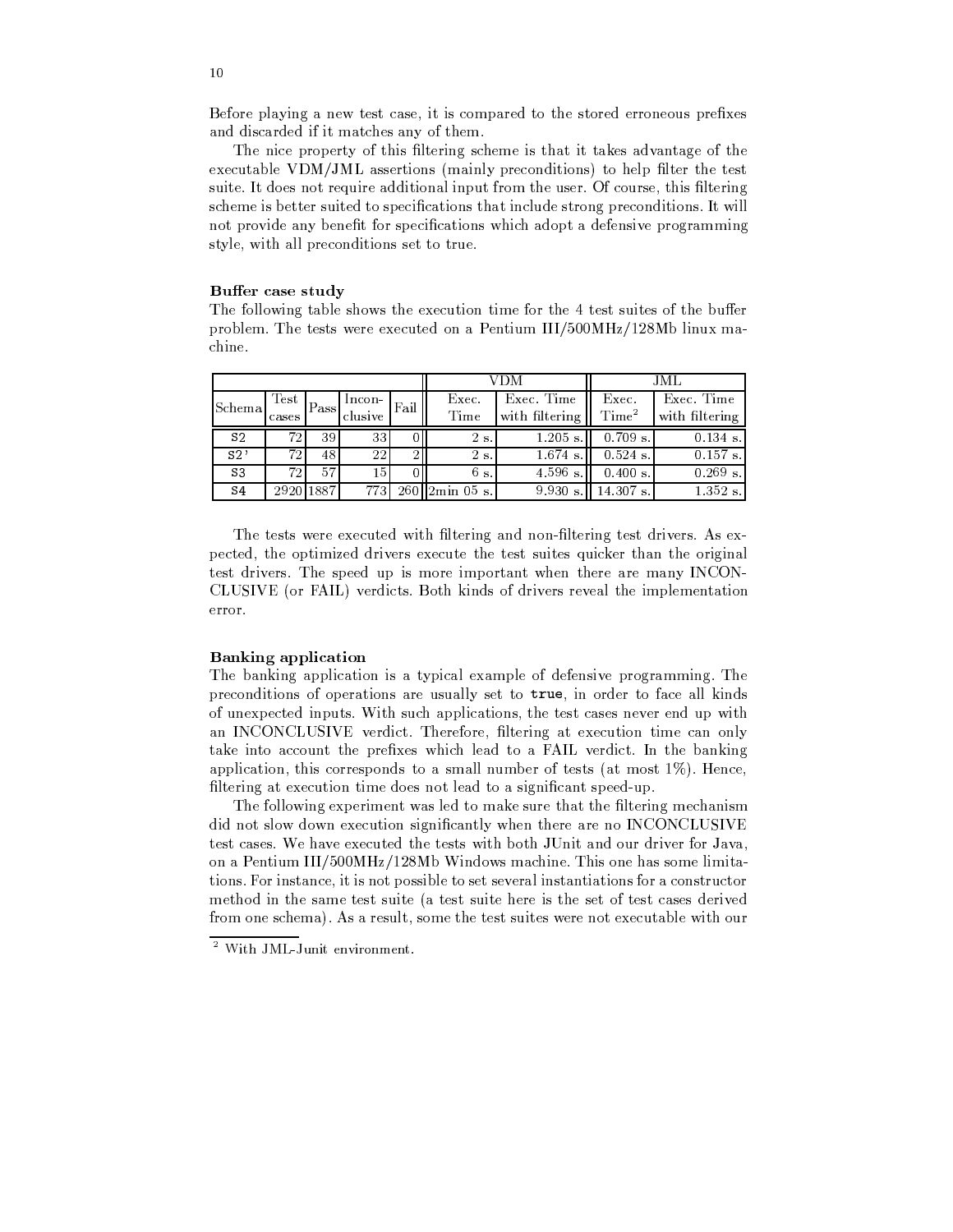Before playing a new test case, it is compared to the stored erroneous prefixes and discarded if it matches any of them.

The nice property of this filtering scheme is that it takes advantage of the executable VDM/JML assertions (mainly preconditions) to help filter the test suite. It does not require additional input from the user. Of course, this filtering scheme is better suited to specifications that include strong preconditions. It will not provide any benefit for specifications which adopt a defensive programming style, with all preconditions set to true.

**Buffer case study**

The following table shows the execution time for the 4 test suites of the buffer problem. The tests were executed on a Pentium III/500MHz/128Mb linux machine.

| | | | | | VDM | | JML | |
|---|---|---|---|---|---|---|---|---|
| Schema | Test cases | Pass | Incon-clusive | Fail | Exec. Time | Exec. Time with filtering | Exec. Time[2] | Exec. Time with filtering |
| S2 | 72 | 39 | 33 | 0 | 2 s. | 1.205 s. | 0.709 s. | 0.134 s. |
| S2' | 72 | 48 | 22 | 2 | 2 s. | 1.674 s. | 0.524 s. | 0.157 s. |
| S3 | 72 | 57 | 15 | 0 | 6 s. | 4.596 s. | 0.400 s. | 0.269 s. |
| S4 | 2920 | 1887 | 773 | 260 | 2min 05 s. | 9.930 s. | 14.307 s. | 1.352 s. |

The tests were executed with filtering and non-filtering test drivers. As expected, the optimized drivers execute the test suites quicker than the original test drivers. The speed up is more important when there are many INCONCLUSIVE (or FAIL) verdicts. Both kinds of drivers reveal the implementation error.

**Banking application**

The banking application is a typical example of defensive programming. The preconditions of operations are usually set to `true`, in order to face all kinds of unexpected inputs. With such applications, the test cases never end up with an INCONCLUSIVE verdict. Therefore, filtering at execution time can only take into account the prefixes which lead to a FAIL verdict. In the banking application, this corresponds to a small number of tests (at most 1%). Hence, filtering at execution time does not lead to a significant speed-up.

The following experiment was led to make sure that the filtering mechanism did not slow down execution significantly when there are no INCONCLUSIVE test cases. We have executed the tests with both JUnit and our driver for Java, on a Pentium III/500MHz/128Mb Windows machine. This one has some limitations. For instance, it is not possible to set several instantiations for a constructor method in the same test suite (a test suite here is the set of test cases derived from one schema). As a result, some the test suites were not executable with our

[2] With JML-Junit environment.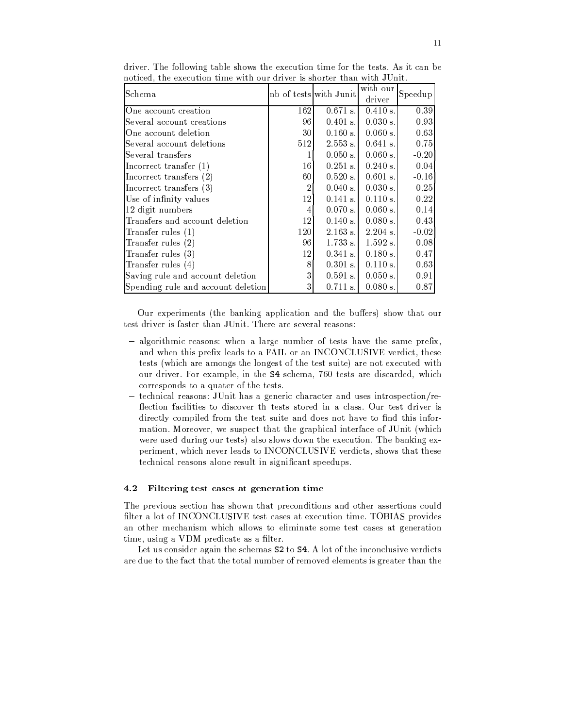driver. The following table shows the execution time for the tests. As it can be noticed, the execution time with our driver is shorter than with JUnit.

| Schema | nb of tests | with Junit | with our driver | Speedup |
|---|---|---|---|---|
| One account creation | 162 | 0.671 s. | 0.410 s. | 0.39 |
| Several account creations | 96 | 0.401 s. | 0.030 s. | 0.93 |
| One account deletion | 30 | 0.160 s. | 0.060 s. | 0.63 |
| Several account deletions | 512 | 2.553 s. | 0.641 s. | 0.75 |
| Several transfers | 1 | 0.050 s. | 0.060 s. | -0.20 |
| Incorrect transfer (1) | 16 | 0.251 s. | 0.240 s. | 0.04 |
| Incorrect transfers (2) | 60 | 0.520 s. | 0.601 s. | -0.16 |
| Incorrect transfers (3) | 2 | 0.040 s. | 0.030 s. | 0.25 |
| Use of infinity values | 12 | 0.141 s. | 0.110 s. | 0.22 |
| 12 digit numbers | 4 | 0.070 s. | 0.060 s. | 0.14 |
| Transfers and account deletion | 12 | 0.140 s. | 0.080 s. | 0.43 |
| Transfer rules (1) | 120 | 2.163 s. | 2.204 s. | -0.02 |
| Transfer rules (2) | 96 | 1.733 s. | 1.592 s. | 0.08 |
| Transfer rules (3) | 12 | 0.341 s. | 0.180 s. | 0.47 |
| Transfer rules (4) | 8 | 0.301 s. | 0.110 s. | 0.63 |
| Saving rule and account deletion | 3 | 0.591 s. | 0.050 s. | 0.91 |
| Spending rule and account deletion | 3 | 0.711 s. | 0.080 s. | 0.87 |

Our experiments (the banking application and the buffers) show that our test driver is faster than JUnit. There are several reasons:

- algorithmic reasons: when a large number of tests have the same prefix, and when this prefix leads to a FAIL or an INCONCLUSIVE verdict, these tests (which are amongs the longest of the test suite) are not executed with our driver. For example, in the `S4` schema, 760 tests are discarded, which corresponds to a quater of the tests.
- technical reasons: JUnit has a generic character and uses introspection/reflection facilities to discover th tests stored in a class. Our test driver is directly compiled from the test suite and does not have to find this information. Moreover, we suspect that the graphical interface of JUnit (which were used during our tests) also slows down the execution. The banking experiment, which never leads to INCONCLUSIVE verdicts, shows that these technical reasons alone result in significant speedups.

### 4.2 Filtering test cases at generation time

The previous section has shown that preconditions and other assertions could filter a lot of INCONCLUSIVE test cases at execution time. TOBIAS provides an other mechanism which allows to eliminate some test cases at generation time, using a VDM predicate as a filter.

Let us consider again the schemas `S2` to `S4`. A lot of the inconclusive verdicts are due to the fact that the total number of removed elements is greater than the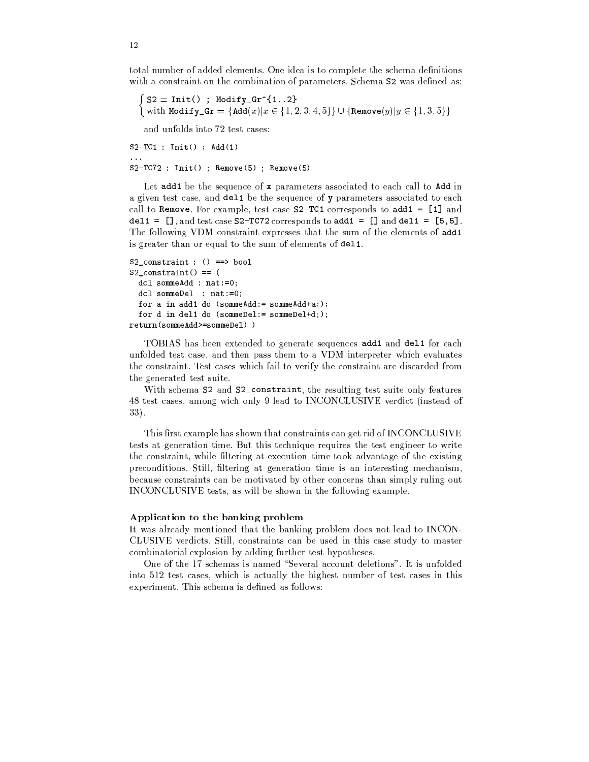total number of added elements. One idea is to complete the schema definitions with a constraint on the combination of parameters. Schema `S2` was defined as:

$$\begin{cases} \texttt{S2} = \texttt{Init() ; Modify\_Gr\^{}\{1..2\}} \\ \text{with } \texttt{Modify\_Gr} = \{\texttt{Add}(x) | x \in \{1,2,3,4,5\}\} \cup \{\texttt{Remove}(y) | y \in \{1,3,5\}\} \end{cases}$$

and unfolds into 72 test cases:

```
S2-TC1 : Init() ; Add(1)
...
S2-TC72 : Init() ; Remove(5) ; Remove(5)
```

Let `add1` be the sequence of `x` parameters associated to each call to `Add` in a given test case, and `del1` be the sequence of `y` parameters associated to each call to `Remove`. For example, test case `S2-TC1` corresponds to `add1 = [1]` and `del1 = []`, and test case `S2-TC72` corresponds to `add1 = []` and `del1 = [5,5]`. The following VDM constraint expresses that the sum of the elements of `add1` is greater than or equal to the sum of elements of `del1`.

```
S2_constraint : () ==> bool
S2_constraint() == (
  dcl sommeAdd : nat:=0;
  dcl sommeDel  : nat:=0;
  for a in add1 do (sommeAdd:= sommeAdd+a;);
  for d in del1 do (sommeDel:= sommeDel+d;);
return(sommeAdd>=sommeDel) )
```

TOBIAS has been extended to generate sequences `add1` and `del1` for each unfolded test case, and then pass them to a VDM interpreter which evaluates the constraint. Test cases which fail to verify the constraint are discarded from the generated test suite.

With schema `S2` and `S2_constraint`, the resulting test suite only features 48 test cases, among wich only 9 lead to INCONCLUSIVE verdict (instead of 33).

This first example has shown that constraints can get rid of INCONCLUSIVE tests at generation time. But this technique requires the test engineer to write the constraint, while filtering at execution time took advantage of the existing preconditions. Still, filtering at generation time is an interesting mechanism, because constraints can be motivated by other concerns than simply ruling out INCONCLUSIVE tests, as will be shown in the following example.

**Application to the banking problem**

It was already mentioned that the banking problem does not lead to INCONCLUSIVE verdicts. Still, constraints can be used in this case study to master combinatorial explosion by adding further test hypotheses.

One of the 17 schemas is named "Several account deletions". It is unfolded into 512 test cases, which is actually the highest number of test cases in this experiment. This schema is defined as follows: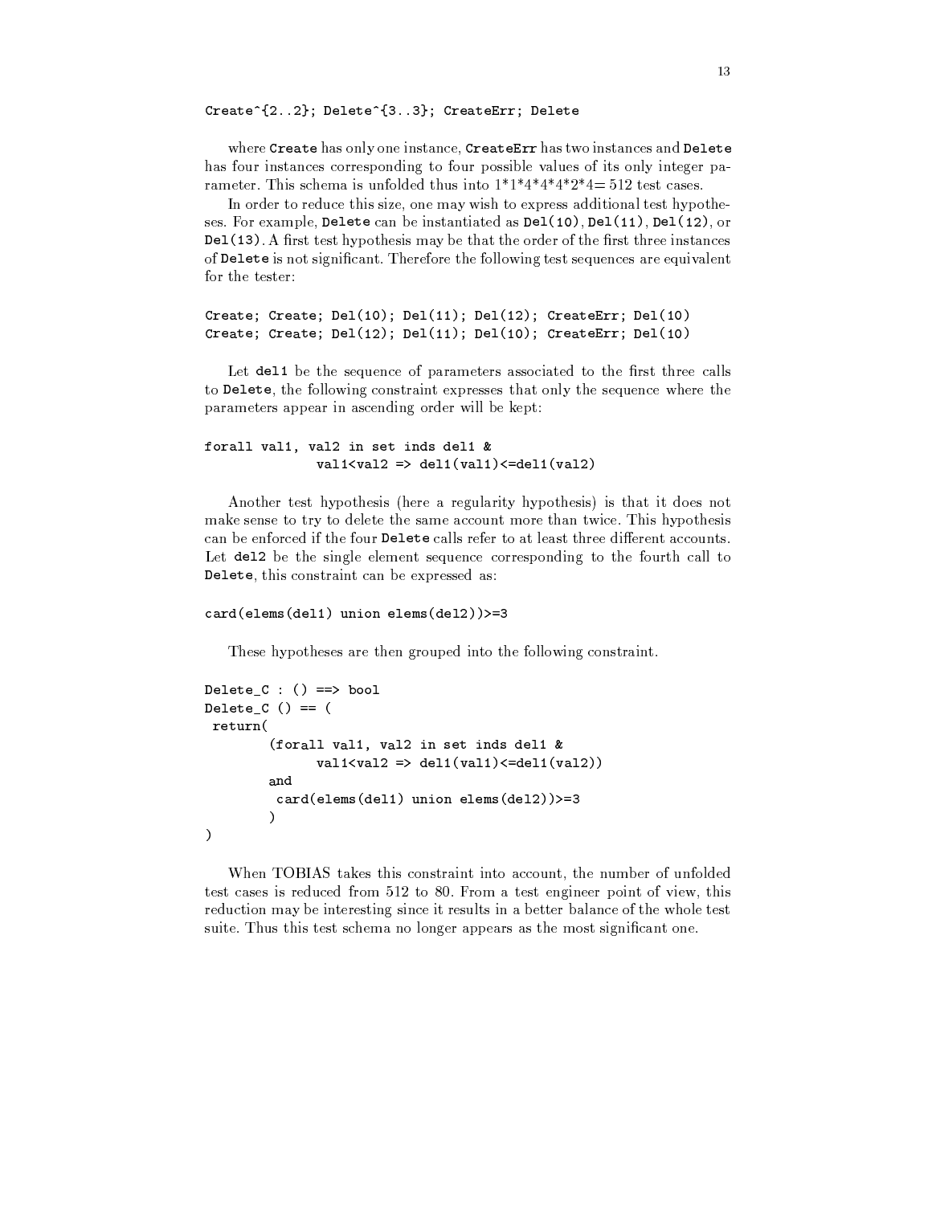```
Create^{2..2}; Delete^{3..3}; CreateErr; Delete
```

where `Create` has only one instance, `CreateErr` has two instances and `Delete` has four instances corresponding to four possible values of its only integer parameter. This schema is unfolded thus into 1\*1\*4\*4\*4\*2\*4= 512 test cases.

In order to reduce this size, one may wish to express additional test hypotheses. For example, `Delete` can be instantiated as `Del(10)`, `Del(11)`, `Del(12)`, or `Del(13)`. A first test hypothesis may be that the order of the first three instances of `Delete` is not significant. Therefore the following test sequences are equivalent for the tester:

```
Create; Create; Del(10); Del(11); Del(12); CreateErr; Del(10)
Create; Create; Del(12); Del(11); Del(10); CreateErr; Del(10)
```

Let `del1` be the sequence of parameters associated to the first three calls to `Delete`, the following constraint expresses that only the sequence where the parameters appear in ascending order will be kept:

```
forall val1, val2 in set inds del1 &
              val1<val2 => del1(val1)<=del1(val2)
```

Another test hypothesis (here a regularity hypothesis) is that it does not make sense to try to delete the same account more than twice. This hypothesis can be enforced if the four `Delete` calls refer to at least three different accounts. Let `del2` be the single element sequence corresponding to the fourth call to `Delete`, this constraint can be expressed as:

```
card(elems(del1) union elems(del2))>=3
```

These hypotheses are then grouped into the following constraint.

```
Delete_C : () ==> bool
Delete_C () == (
 return(
        (forall val1, val2 in set inds del1 &
               val1<val2 => del1(val1)<=del1(val2))
        and
         card(elems(del1) union elems(del2))>=3
        )
)
```

When TOBIAS takes this constraint into account, the number of unfolded test cases is reduced from 512 to 80. From a test engineer point of view, this reduction may be interesting since it results in a better balance of the whole test suite. Thus this test schema no longer appears as the most significant one.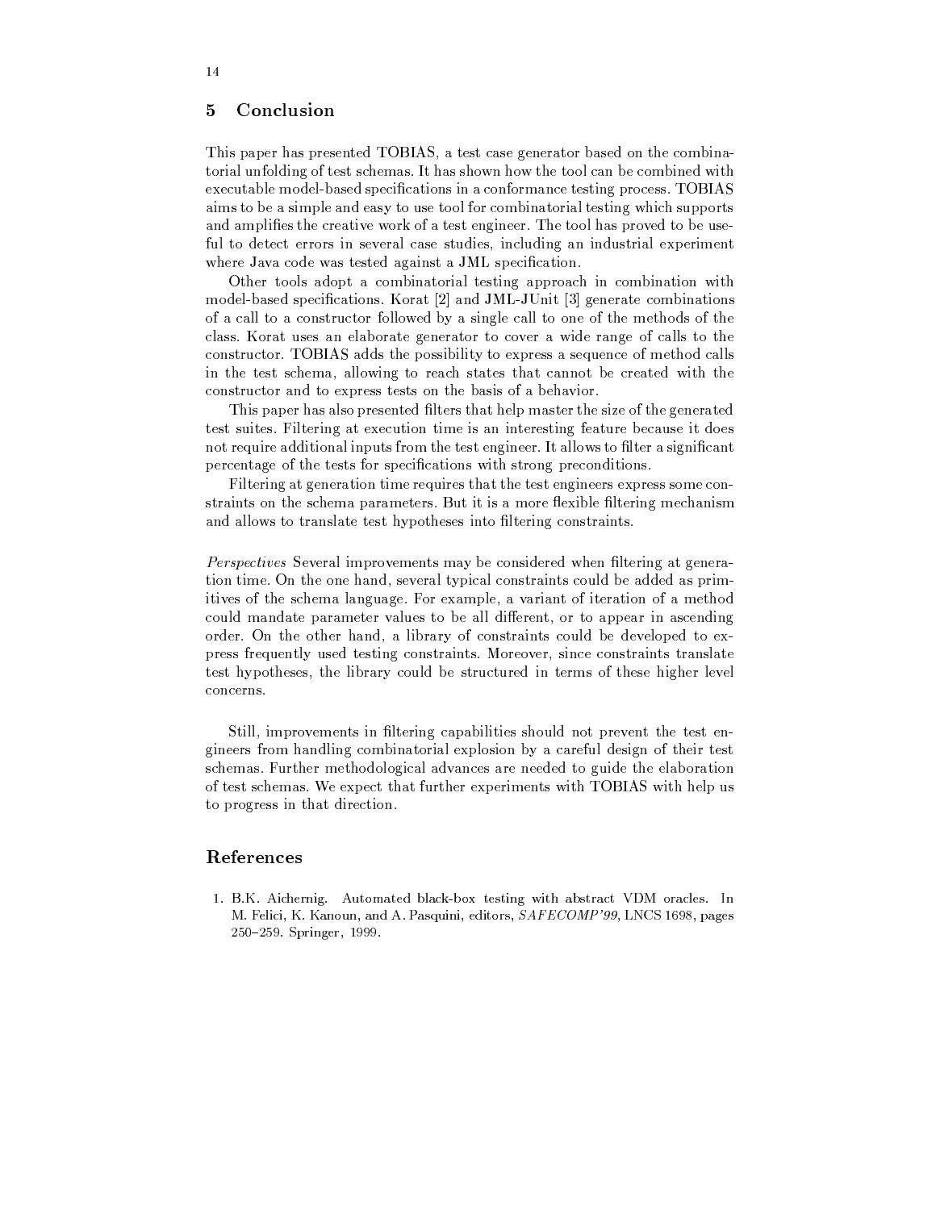## 5 Conclusion

This paper has presented TOBIAS, a test case generator based on the combinatorial unfolding of test schemas. It has shown how the tool can be combined with executable model-based specifications in a conformance testing process. TOBIAS aims to be a simple and easy to use tool for combinatorial testing which supports and amplifies the creative work of a test engineer. The tool has proved to be useful to detect errors in several case studies, including an industrial experiment where Java code was tested against a JML specification.

Other tools adopt a combinatorial testing approach in combination with model-based specifications. Korat [2] and JML-JUnit [3] generate combinations of a call to a constructor followed by a single call to one of the methods of the class. Korat uses an elaborate generator to cover a wide range of calls to the constructor. TOBIAS adds the possibility to express a sequence of method calls in the test schema, allowing to reach states that cannot be created with the constructor and to express tests on the basis of a behavior.

This paper has also presented filters that help master the size of the generated test suites. Filtering at execution time is an interesting feature because it does not require additional inputs from the test engineer. It allows to filter a significant percentage of the tests for specifications with strong preconditions.

Filtering at generation time requires that the test engineers express some constraints on the schema parameters. But it is a more flexible filtering mechanism and allows to translate test hypotheses into filtering constraints.

*Perspectives* Several improvements may be considered when filtering at generation time. On the one hand, several typical constraints could be added as primitives of the schema language. For example, a variant of iteration of a method could mandate parameter values to be all different, or to appear in ascending order. On the other hand, a library of constraints could be developed to express frequently used testing constraints. Moreover, since constraints translate test hypotheses, the library could be structured in terms of these higher level concerns.

Still, improvements in filtering capabilities should not prevent the test engineers from handling combinatorial explosion by a careful design of their test schemas. Further methodological advances are needed to guide the elaboration of test schemas. We expect that further experiments with TOBIAS with help us to progress in that direction.

## References

1. B.K. Aichernig. Automated black-box testing with abstract VDM oracles. In M. Felici, K. Kanoun, and A. Pasquini, editors, *SAFECOMP'99*, LNCS 1698, pages 250–259. Springer, 1999.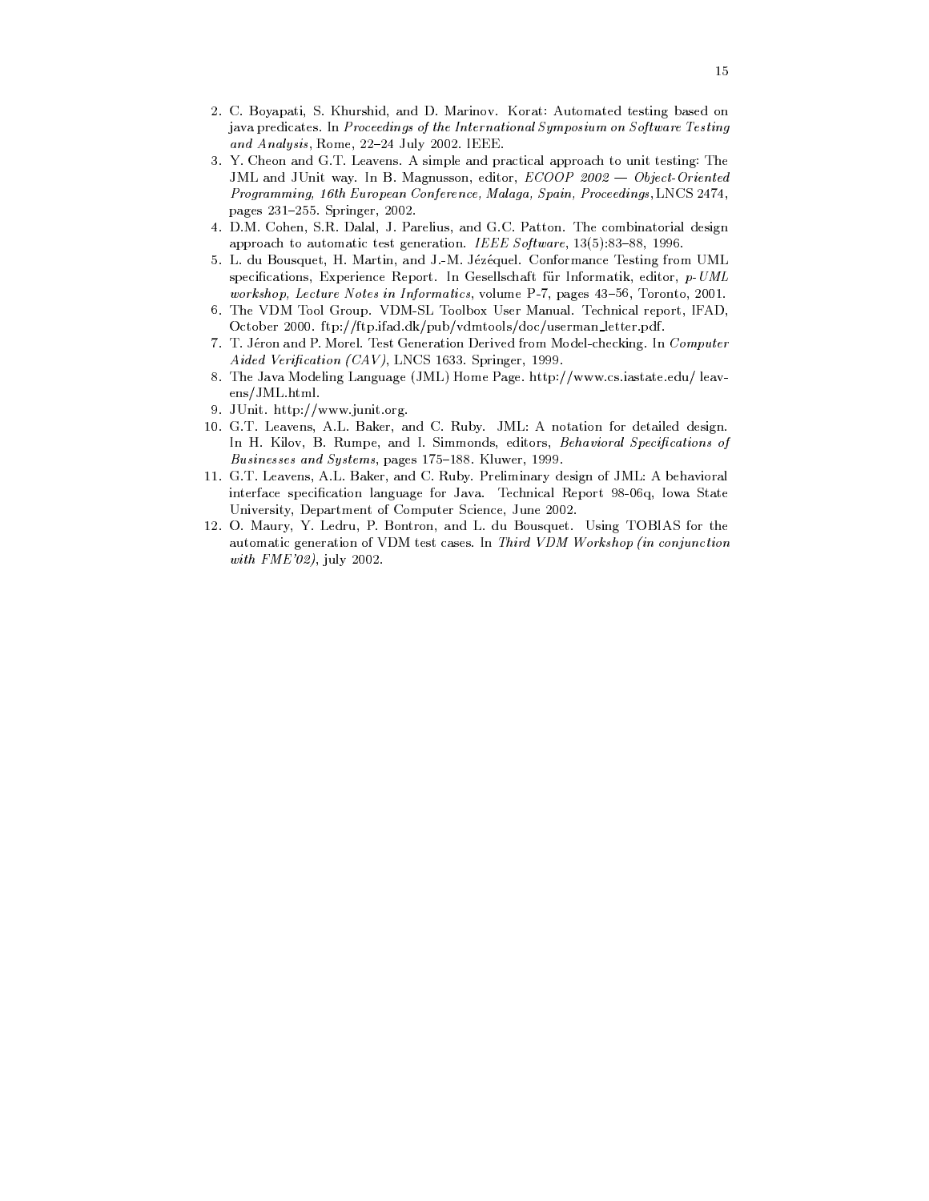2. C. Boyapati, S. Khurshid, and D. Marinov. Korat: Automated testing based on java predicates. In *Proceedings of the International Symposium on Software Testing and Analysis*, Rome, 22–24 July 2002. IEEE.
3. Y. Cheon and G.T. Leavens. A simple and practical approach to unit testing: The JML and JUnit way. In B. Magnusson, editor, *ECOOP 2002 — Object-Oriented Programming, 16th European Conference, Malaga, Spain, Proceedings*, LNCS 2474, pages 231–255. Springer, 2002.
4. D.M. Cohen, S.R. Dalal, J. Parelius, and G.C. Patton. The combinatorial design approach to automatic test generation. *IEEE Software*, 13(5):83–88, 1996.
5. L. du Bousquet, H. Martin, and J.-M. Jézéquel. Conformance Testing from UML specifications, Experience Report. In Gesellschaft für Informatik, editor, *p-UML workshop, Lecture Notes in Informatics*, volume P-7, pages 43–56, Toronto, 2001.
6. The VDM Tool Group. VDM-SL Toolbox User Manual. Technical report, IFAD, October 2000. ftp://ftp.ifad.dk/pub/vdmtools/doc/userman_letter.pdf.
7. T. Jéron and P. Morel. Test Generation Derived from Model-checking. In *Computer Aided Verification (CAV)*, LNCS 1633. Springer, 1999.
8. The Java Modeling Language (JML) Home Page. http://www.cs.iastate.edu/ leavens/JML.html.
9. JUnit. http://www.junit.org.
10. G.T. Leavens, A.L. Baker, and C. Ruby. JML: A notation for detailed design. In H. Kilov, B. Rumpe, and I. Simmonds, editors, *Behavioral Specifications of Businesses and Systems*, pages 175–188. Kluwer, 1999.
11. G.T. Leavens, A.L. Baker, and C. Ruby. Preliminary design of JML: A behavioral interface specification language for Java. Technical Report 98-06q, Iowa State University, Department of Computer Science, June 2002.
12. O. Maury, Y. Ledru, P. Bontron, and L. du Bousquet. Using TOBIAS for the automatic generation of VDM test cases. In *Third VDM Workshop (in conjunction with FME'02)*, july 2002.